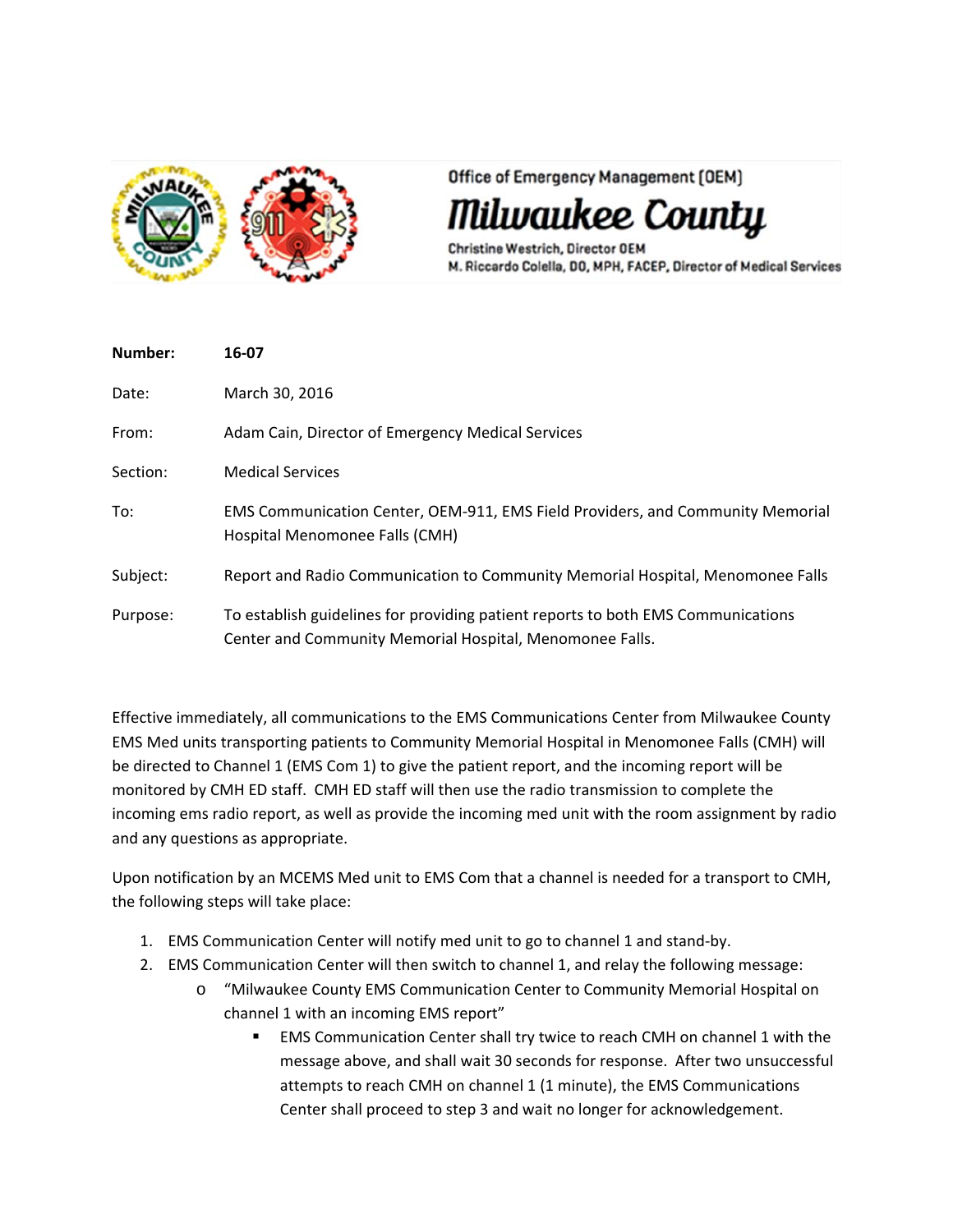Office of Emergency Management (OEM)

# Milwaukee County

Christine Westrich, Director OEM
M. Riccardo Colella, DO, MPH, FACEP, Director of Medical Services

| | |
|---|---|
| **Number:** | **16-07** |
| Date: | March 30, 2016 |
| From: | Adam Cain, Director of Emergency Medical Services |
| Section: | Medical Services |
| To: | EMS Communication Center, OEM-911, EMS Field Providers, and Community Memorial Hospital Menomonee Falls (CMH) |
| Subject: | Report and Radio Communication to Community Memorial Hospital, Menomonee Falls |
| Purpose: | To establish guidelines for providing patient reports to both EMS Communications Center and Community Memorial Hospital, Menomonee Falls. |

Effective immediately, all communications to the EMS Communications Center from Milwaukee County EMS Med units transporting patients to Community Memorial Hospital in Menomonee Falls (CMH) will be directed to Channel 1 (EMS Com 1) to give the patient report, and the incoming report will be monitored by CMH ED staff. CMH ED staff will then use the radio transmission to complete the incoming ems radio report, as well as provide the incoming med unit with the room assignment by radio and any questions as appropriate.

Upon notification by an MCEMS Med unit to EMS Com that a channel is needed for a transport to CMH, the following steps will take place:

1. EMS Communication Center will notify med unit to go to channel 1 and stand-by.
2. EMS Communication Center will then switch to channel 1, and relay the following message:
   - "Milwaukee County EMS Communication Center to Community Memorial Hospital on channel 1 with an incoming EMS report"
     - EMS Communication Center shall try twice to reach CMH on channel 1 with the message above, and shall wait 30 seconds for response. After two unsuccessful attempts to reach CMH on channel 1 (1 minute), the EMS Communications Center shall proceed to step 3 and wait no longer for acknowledgement.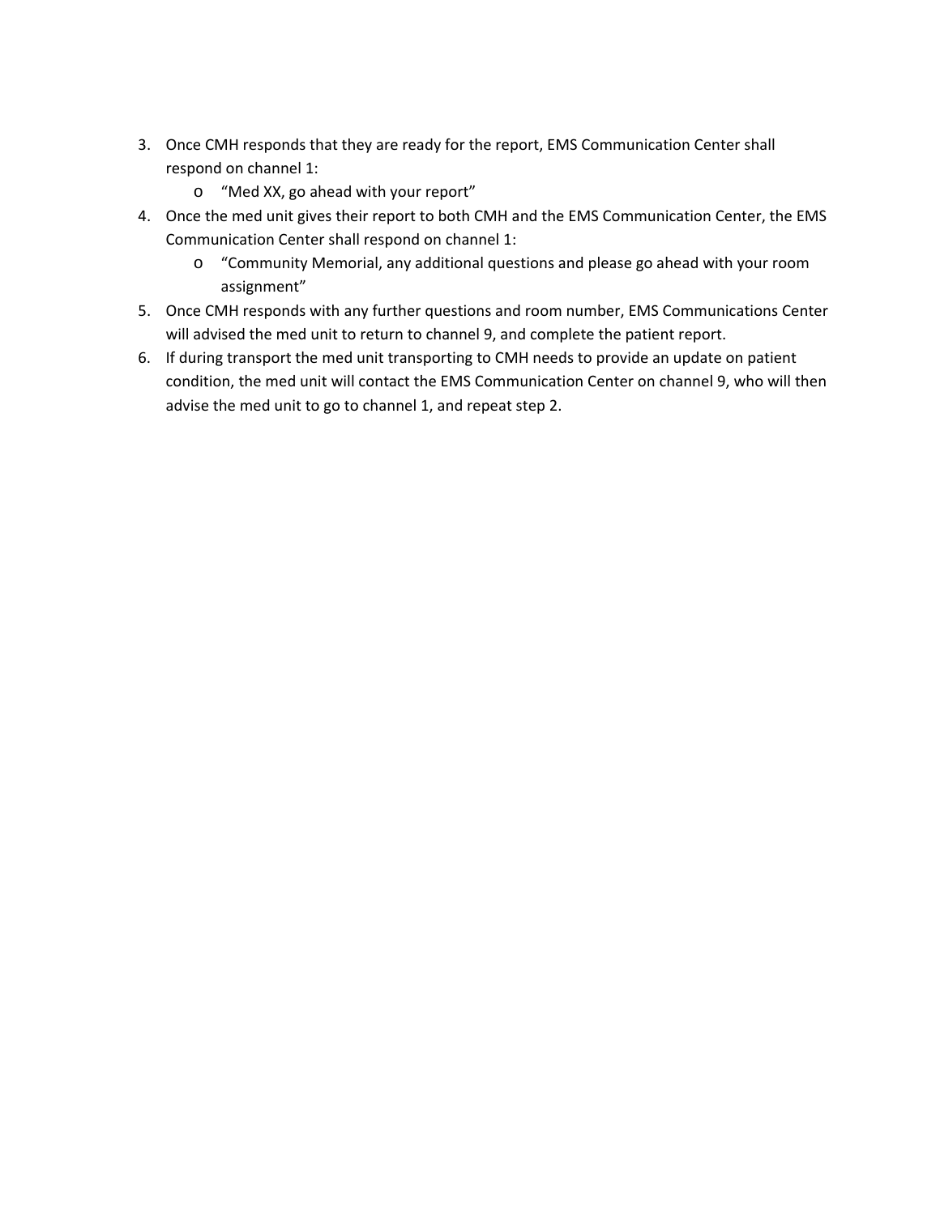3. Once CMH responds that they are ready for the report, EMS Communication Center shall respond on channel 1:
   - "Med XX, go ahead with your report"
4. Once the med unit gives their report to both CMH and the EMS Communication Center, the EMS Communication Center shall respond on channel 1:
   - "Community Memorial, any additional questions and please go ahead with your room assignment"
5. Once CMH responds with any further questions and room number, EMS Communications Center will advised the med unit to return to channel 9, and complete the patient report.
6. If during transport the med unit transporting to CMH needs to provide an update on patient condition, the med unit will contact the EMS Communication Center on channel 9, who will then advise the med unit to go to channel 1, and repeat step 2.